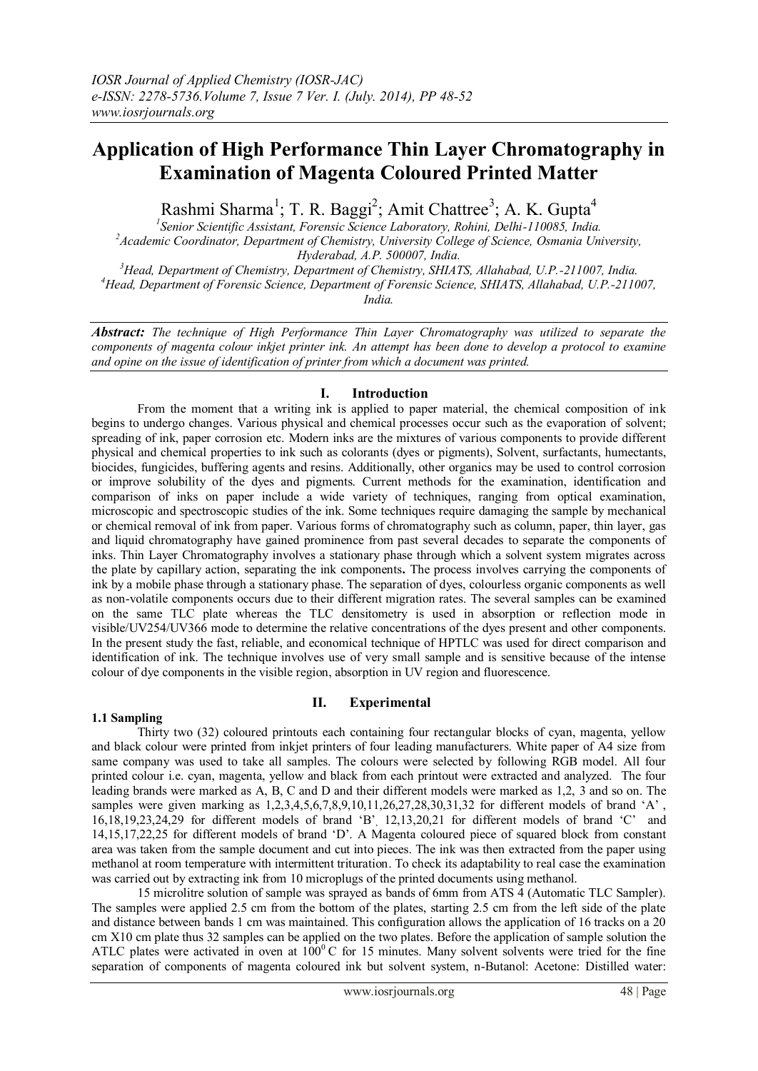# Application of High Performance Thin Layer Chromatography in Examination of Magenta Coloured Printed Matter

Rashmi Sharma[1]; T. R. Baggi[2]; Amit Chattree[3]; A. K. Gupta[4]

[1]*Senior Scientific Assistant, Forensic Science Laboratory, Rohini, Delhi-110085, India.*
[2]*Academic Coordinator, Department of Chemistry, University College of Science, Osmania University, Hyderabad, A.P. 500007, India.*
[3]*Head, Department of Chemistry, Department of Chemistry, SHIATS, Allahabad, U.P.-211007, India.*
[4]*Head, Department of Forensic Science, Department of Forensic Science, SHIATS, Allahabad, U.P.-211007, India.*

***Abstract:*** *The technique of High Performance Thin Layer Chromatography was utilized to separate the components of magenta colour inkjet printer ink. An attempt has been done to develop a protocol to examine and opine on the issue of identification of printer from which a document was printed.*

## I. Introduction

From the moment that a writing ink is applied to paper material, the chemical composition of ink begins to undergo changes. Various physical and chemical processes occur such as the evaporation of solvent; spreading of ink, paper corrosion etc. Modern inks are the mixtures of various components to provide different physical and chemical properties to ink such as colorants (dyes or pigments), Solvent, surfactants, humectants, biocides, fungicides, buffering agents and resins. Additionally, other organics may be used to control corrosion or improve solubility of the dyes and pigments. Current methods for the examination, identification and comparison of inks on paper include a wide variety of techniques, ranging from optical examination, microscopic and spectroscopic studies of the ink. Some techniques require damaging the sample by mechanical or chemical removal of ink from paper. Various forms of chromatography such as column, paper, thin layer, gas and liquid chromatography have gained prominence from past several decades to separate the components of inks. Thin Layer Chromatography involves a stationary phase through which a solvent system migrates across the plate by capillary action, separating the ink components**.** The process involves carrying the components of ink by a mobile phase through a stationary phase. The separation of dyes, colourless organic components as well as non-volatile components occurs due to their different migration rates. The several samples can be examined on the same TLC plate whereas the TLC densitometry is used in absorption or reflection mode in visible/UV254/UV366 mode to determine the relative concentrations of the dyes present and other components. In the present study the fast, reliable, and economical technique of HPTLC was used for direct comparison and identification of ink. The technique involves use of very small sample and is sensitive because of the intense colour of dye components in the visible region, absorption in UV region and fluorescence.

## II. Experimental

### 1.1 Sampling

Thirty two (32) coloured printouts each containing four rectangular blocks of cyan, magenta, yellow and black colour were printed from inkjet printers of four leading manufacturers. White paper of A4 size from same company was used to take all samples. The colours were selected by following RGB model. All four printed colour i.e. cyan, magenta, yellow and black from each printout were extracted and analyzed. The four leading brands were marked as A, B, C and D and their different models were marked as 1,2, 3 and so on. The samples were given marking as 1,2,3,4,5,6,7,8,9,10,11,26,27,28,30,31,32 for different models of brand 'A' , 16,18,19,23,24,29 for different models of brand 'B', 12,13,20,21 for different models of brand 'C' and 14,15,17,22,25 for different models of brand 'D'. A Magenta coloured piece of squared block from constant area was taken from the sample document and cut into pieces. The ink was then extracted from the paper using methanol at room temperature with intermittent trituration. To check its adaptability to real case the examination was carried out by extracting ink from 10 microplugs of the printed documents using methanol.

15 microlitre solution of sample was sprayed as bands of 6mm from ATS 4 (Automatic TLC Sampler). The samples were applied 2.5 cm from the bottom of the plates, starting 2.5 cm from the left side of the plate and distance between bands 1 cm was maintained. This configuration allows the application of 16 tracks on a 20 cm X10 cm plate thus 32 samples can be applied on the two plates. Before the application of sample solution the ATLC plates were activated in oven at $100^0$ C for 15 minutes. Many solvent solvents were tried for the fine separation of components of magenta coloured ink but solvent system, n-Butanol: Acetone: Distilled water: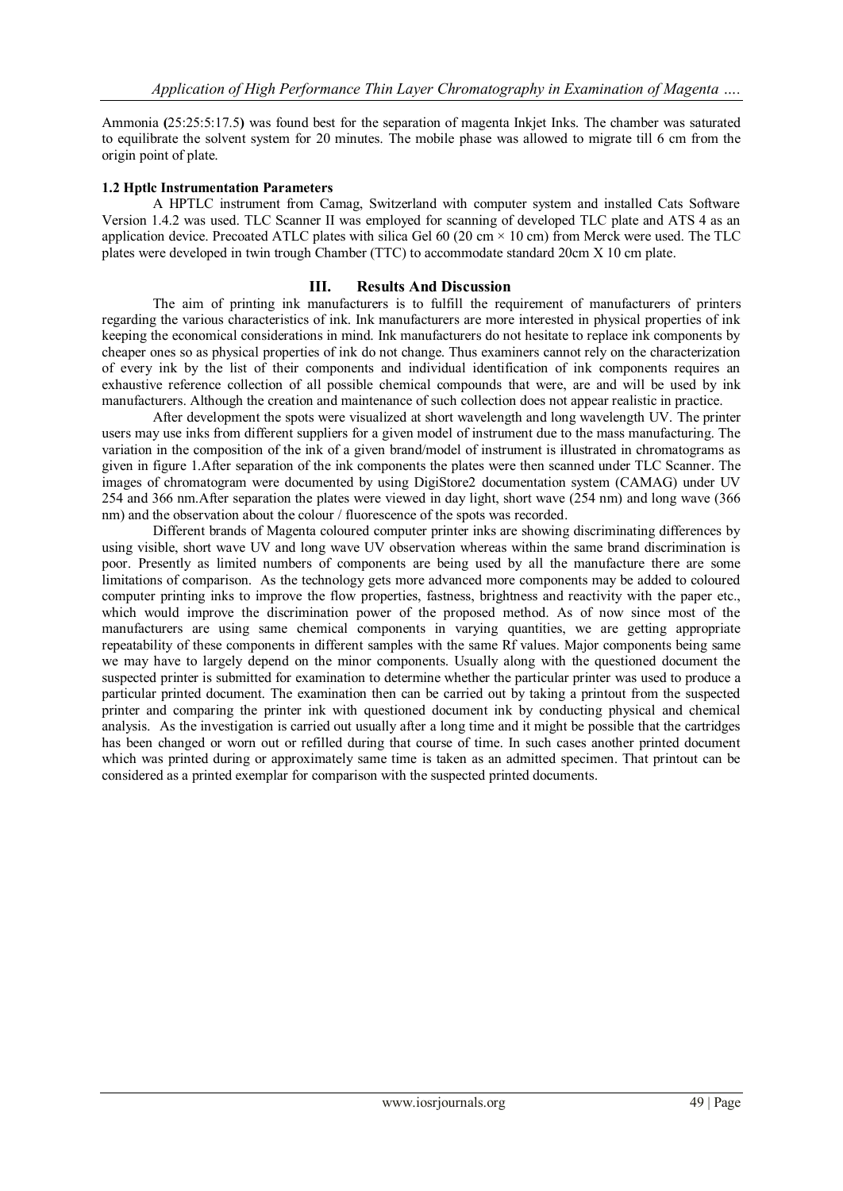Ammonia **(**25:25:5:17.5**)** was found best for the separation of magenta Inkjet Inks. The chamber was saturated to equilibrate the solvent system for 20 minutes. The mobile phase was allowed to migrate till 6 cm from the origin point of plate.

### 1.2 Hptlc Instrumentation Parameters

A HPTLC instrument from Camag, Switzerland with computer system and installed Cats Software Version 1.4.2 was used. TLC Scanner II was employed for scanning of developed TLC plate and ATS 4 as an application device. Precoated ATLC plates with silica Gel 60 (20 cm × 10 cm) from Merck were used. The TLC plates were developed in twin trough Chamber (TTC) to accommodate standard 20cm X 10 cm plate.

## III. Results And Discussion

The aim of printing ink manufacturers is to fulfill the requirement of manufacturers of printers regarding the various characteristics of ink. Ink manufacturers are more interested in physical properties of ink keeping the economical considerations in mind. Ink manufacturers do not hesitate to replace ink components by cheaper ones so as physical properties of ink do not change. Thus examiners cannot rely on the characterization of every ink by the list of their components and individual identification of ink components requires an exhaustive reference collection of all possible chemical compounds that were, are and will be used by ink manufacturers. Although the creation and maintenance of such collection does not appear realistic in practice.

After development the spots were visualized at short wavelength and long wavelength UV. The printer users may use inks from different suppliers for a given model of instrument due to the mass manufacturing. The variation in the composition of the ink of a given brand/model of instrument is illustrated in chromatograms as given in figure 1.After separation of the ink components the plates were then scanned under TLC Scanner. The images of chromatogram were documented by using DigiStore2 documentation system (CAMAG) under UV 254 and 366 nm.After separation the plates were viewed in day light, short wave (254 nm) and long wave (366 nm) and the observation about the colour / fluorescence of the spots was recorded.

Different brands of Magenta coloured computer printer inks are showing discriminating differences by using visible, short wave UV and long wave UV observation whereas within the same brand discrimination is poor. Presently as limited numbers of components are being used by all the manufacture there are some limitations of comparison. As the technology gets more advanced more components may be added to coloured computer printing inks to improve the flow properties, fastness, brightness and reactivity with the paper etc., which would improve the discrimination power of the proposed method. As of now since most of the manufacturers are using same chemical components in varying quantities, we are getting appropriate repeatability of these components in different samples with the same Rf values. Major components being same we may have to largely depend on the minor components. Usually along with the questioned document the suspected printer is submitted for examination to determine whether the particular printer was used to produce a particular printed document. The examination then can be carried out by taking a printout from the suspected printer and comparing the printer ink with questioned document ink by conducting physical and chemical analysis. As the investigation is carried out usually after a long time and it might be possible that the cartridges has been changed or worn out or refilled during that course of time. In such cases another printed document which was printed during or approximately same time is taken as an admitted specimen. That printout can be considered as a printed exemplar for comparison with the suspected printed documents.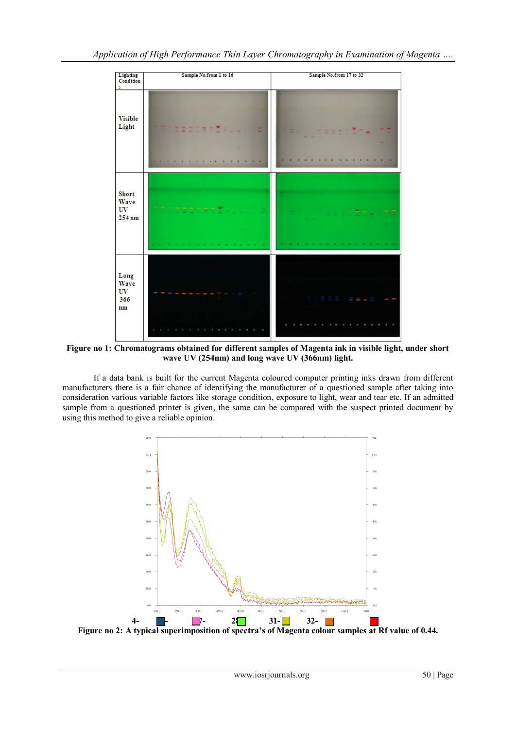| Lighting Conditions | Sample No.from 1 to 16 | Sample No.from 17 to 32 |
|---|---|---|
| Visible Light | | |
| Short Wave UV 254 nm | | |
| Long Wave UV 366 nm | | |

**Figure no 1: Chromatograms obtained for different samples of Magenta ink in visible light, under short wave UV (254nm) and long wave UV (366nm) light.**

If a data bank is built for the current Magenta coloured computer printing inks drawn from different manufacturers there is a fair chance of identifying the manufacturer of a questioned sample after taking into consideration various variable factors like storage condition, exposure to light, wear and tear etc. If an admitted sample from a questioned printer is given, the same can be compared with the suspect printed document by using this method to give a reliable opinion.

4- 7- 2 31- 32-

**Figure no 2: A typical superimposition of spectra's of Magenta colour samples at Rf value of 0.44.**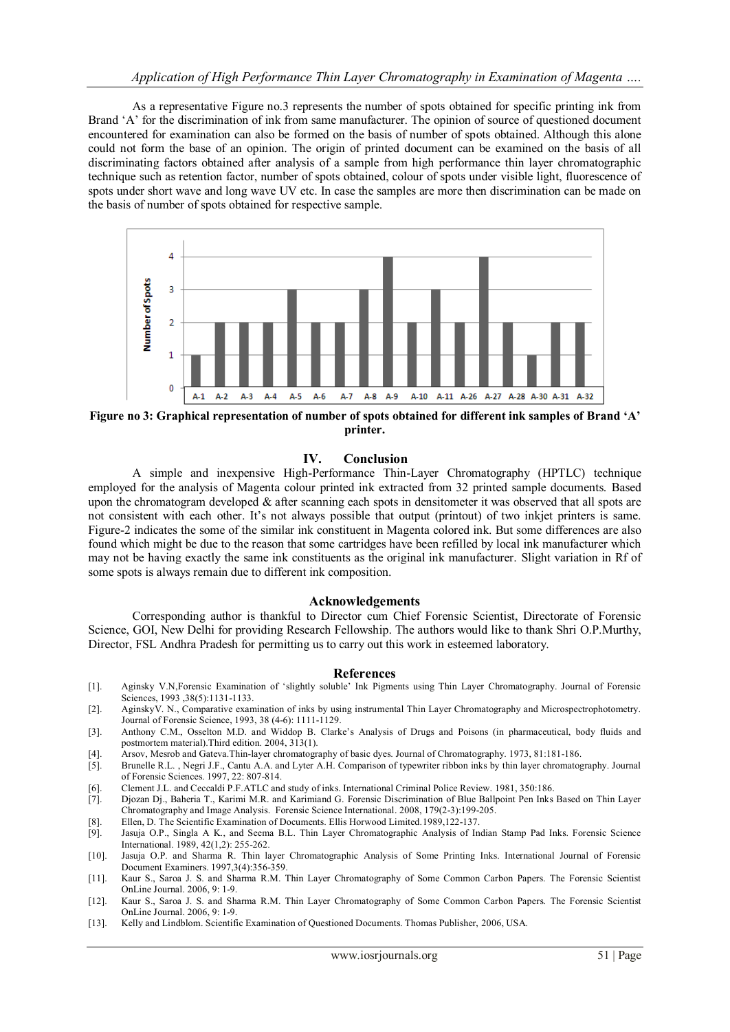As a representative Figure no.3 represents the number of spots obtained for specific printing ink from Brand 'A' for the discrimination of ink from same manufacturer. The opinion of source of questioned document encountered for examination can also be formed on the basis of number of spots obtained. Although this alone could not form the base of an opinion. The origin of printed document can be examined on the basis of all discriminating factors obtained after analysis of a sample from high performance thin layer chromatographic technique such as retention factor, number of spots obtained, colour of spots under visible light, fluorescence of spots under short wave and long wave UV etc. In case the samples are more then discrimination can be made on the basis of number of spots obtained for respective sample.

**Figure no 3: Graphical representation of number of spots obtained for different ink samples of Brand 'A' printer.**

## IV. Conclusion

A simple and inexpensive High-Performance Thin-Layer Chromatography (HPTLC) technique employed for the analysis of Magenta colour printed ink extracted from 32 printed sample documents. Based upon the chromatogram developed & after scanning each spots in densitometer it was observed that all spots are not consistent with each other. It's not always possible that output (printout) of two inkjet printers is same. Figure-2 indicates the some of the similar ink constituent in Magenta colored ink. But some differences are also found which might be due to the reason that some cartridges have been refilled by local ink manufacturer which may not be having exactly the same ink constituents as the original ink manufacturer. Slight variation in Rf of some spots is always remain due to different ink composition.

## Acknowledgements

Corresponding author is thankful to Director cum Chief Forensic Scientist, Directorate of Forensic Science, GOI, New Delhi for providing Research Fellowship. The authors would like to thank Shri O.P.Murthy, Director, FSL Andhra Pradesh for permitting us to carry out this work in esteemed laboratory.

## References

[1]. Aginsky V.N,Forensic Examination of 'slightly soluble' Ink Pigments using Thin Layer Chromatography. Journal of Forensic Sciences, 1993 ,38(5):1131-1133.

[2]. AginskyV. N., Comparative examination of inks by using instrumental Thin Layer Chromatography and Microspectrophotometry. Journal of Forensic Science, 1993, 38 (4-6): 1111-1129.

[3]. Anthony C.M., Osselton M.D. and Widdop B. Clarke's Analysis of Drugs and Poisons (in pharmaceutical, body fluids and postmortem material).Third edition. 2004, 313(1).

[4]. Arsov, Mesrob and Gateva.Thin-layer chromatography of basic dyes. Journal of Chromatography. 1973, 81:181-186.

[5]. Brunelle R.L. , Negri J.F., Cantu A.A. and Lyter A.H. Comparison of typewriter ribbon inks by thin layer chromatography. Journal of Forensic Sciences. 1997, 22: 807-814.

[6]. Clement J.L. and Ceccaldi P.F.ATLC and study of inks. International Criminal Police Review. 1981, 350:186.

[7]. Djozan Dj., Baheria T., Karimi M.R. and Karimiand G. Forensic Discrimination of Blue Ballpoint Pen Inks Based on Thin Layer Chromatography and Image Analysis. Forensic Science International. 2008, 179(2-3):199-205.

[8]. Ellen, D. The Scientific Examination of Documents. Ellis Horwood Limited.1989,122-137.

[9]. Jasuja O.P., Singla A K., and Seema B.L. Thin Layer Chromatographic Analysis of Indian Stamp Pad Inks. Forensic Science International. 1989, 42(1,2): 255-262.

[10]. Jasuja O.P. and Sharma R. Thin layer Chromatographic Analysis of Some Printing Inks. International Journal of Forensic Document Examiners. 1997,3(4):356-359.

[11]. Kaur S., Saroa J. S. and Sharma R.M. Thin Layer Chromatography of Some Common Carbon Papers. The Forensic Scientist OnLine Journal. 2006, 9: 1-9.

[12]. Kaur S., Saroa J. S. and Sharma R.M. Thin Layer Chromatography of Some Common Carbon Papers. The Forensic Scientist OnLine Journal. 2006, 9: 1-9.

[13]. Kelly and Lindblom. Scientific Examination of Questioned Documents. Thomas Publisher, 2006, USA.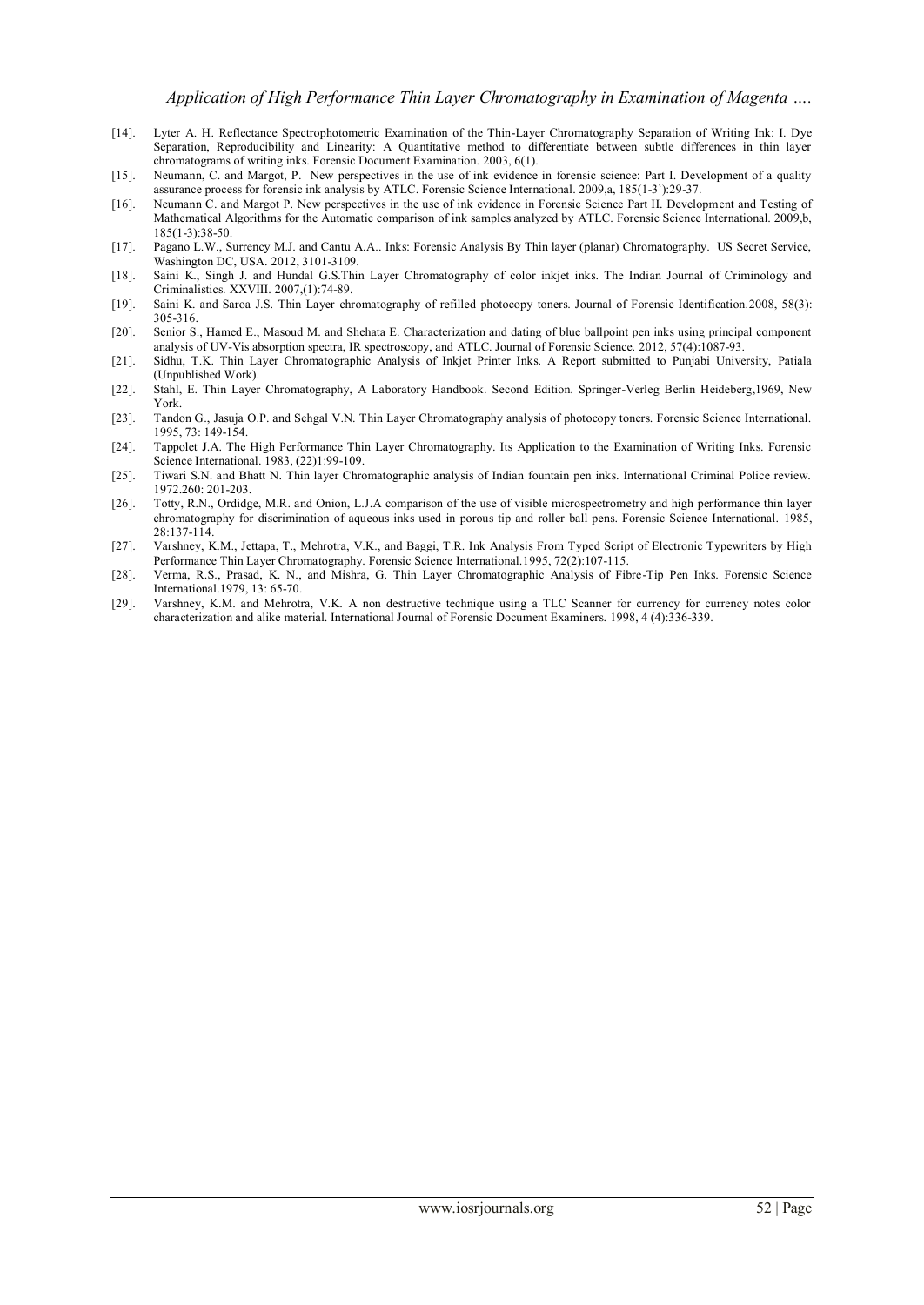[14]. Lyter A. H. Reflectance Spectrophotometric Examination of the Thin-Layer Chromatography Separation of Writing Ink: I. Dye Separation, Reproducibility and Linearity: A Quantitative method to differentiate between subtle differences in thin layer chromatograms of writing inks. Forensic Document Examination. 2003, 6(1).

[15]. Neumann, C. and Margot, P. New perspectives in the use of ink evidence in forensic science: Part I. Development of a quality assurance process for forensic ink analysis by ATLC. Forensic Science International. 2009,a, 185(1-3`):29-37.

[16]. Neumann C. and Margot P. New perspectives in the use of ink evidence in Forensic Science Part II. Development and Testing of Mathematical Algorithms for the Automatic comparison of ink samples analyzed by ATLC. Forensic Science International. 2009,b, 185(1-3):38-50.

[17]. Pagano L.W., Surrency M.J. and Cantu A.A.. Inks: Forensic Analysis By Thin layer (planar) Chromatography. US Secret Service, Washington DC, USA. 2012, 3101-3109.

[18]. Saini K., Singh J. and Hundal G.S.Thin Layer Chromatography of color inkjet inks. The Indian Journal of Criminology and Criminalistics. XXVIII. 2007,(1):74-89.

[19]. Saini K. and Saroa J.S. Thin Layer chromatography of refilled photocopy toners. Journal of Forensic Identification.2008, 58(3): 305-316.

[20]. Senior S., Hamed E., Masoud M. and Shehata E. Characterization and dating of blue ballpoint pen inks using principal component analysis of UV-Vis absorption spectra, IR spectroscopy, and ATLC. Journal of Forensic Science. 2012, 57(4):1087-93.

[21]. Sidhu, T.K. Thin Layer Chromatographic Analysis of Inkjet Printer Inks. A Report submitted to Punjabi University, Patiala (Unpublished Work).

[22]. Stahl, E. Thin Layer Chromatography, A Laboratory Handbook. Second Edition. Springer-Verleg Berlin Heideberg,1969, New York.

[23]. Tandon G., Jasuja O.P. and Sehgal V.N. Thin Layer Chromatography analysis of photocopy toners. Forensic Science International. 1995, 73: 149-154.

[24]. Tappolet J.A. The High Performance Thin Layer Chromatography. Its Application to the Examination of Writing Inks. Forensic Science International. 1983, (22)1:99-109.

[25]. Tiwari S.N. and Bhatt N. Thin layer Chromatographic analysis of Indian fountain pen inks. International Criminal Police review. 1972.260: 201-203.

[26]. Totty, R.N., Ordidge, M.R. and Onion, L.J.A comparison of the use of visible microspectrometry and high performance thin layer chromatography for discrimination of aqueous inks used in porous tip and roller ball pens. Forensic Science International. 1985, 28:137-114.

[27]. Varshney, K.M., Jettapa, T., Mehrotra, V.K., and Baggi, T.R. Ink Analysis From Typed Script of Electronic Typewriters by High Performance Thin Layer Chromatography. Forensic Science International.1995, 72(2):107-115.

[28]. Verma, R.S., Prasad, K. N., and Mishra, G. Thin Layer Chromatographic Analysis of Fibre-Tip Pen Inks. Forensic Science International.1979, 13: 65-70.

[29]. Varshney, K.M. and Mehrotra, V.K. A non destructive technique using a TLC Scanner for currency for currency notes color characterization and alike material. International Journal of Forensic Document Examiners. 1998, 4 (4):336-339.